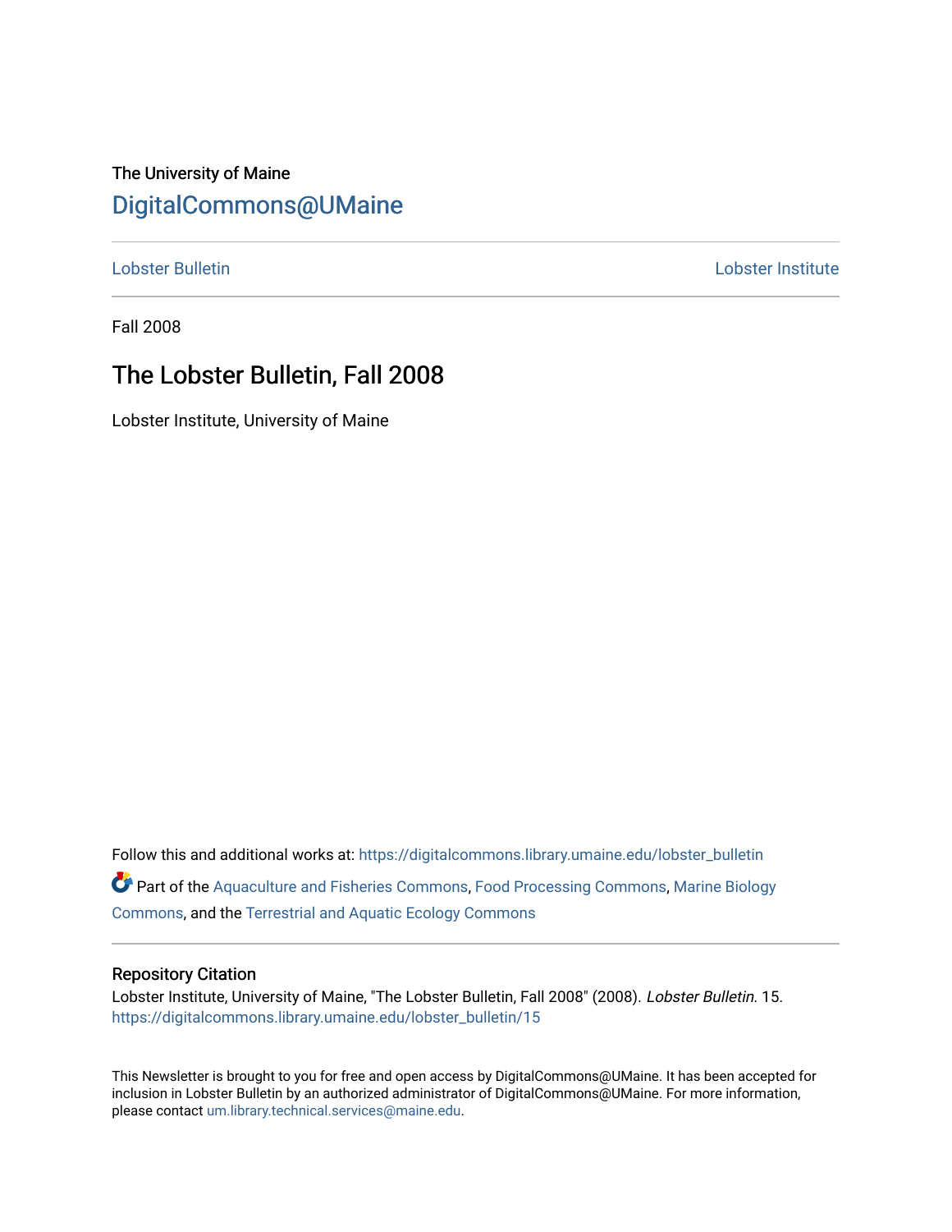The University of Maine

# DigitalCommons@UMaine

Lobster Bulletin | Lobster Institute

Fall 2008

## The Lobster Bulletin, Fall 2008

Lobster Institute, University of Maine

Follow this and additional works at: https://digitalcommons.library.umaine.edu/lobster_bulletin

Part of the Aquaculture and Fisheries Commons, Food Processing Commons, Marine Biology Commons, and the Terrestrial and Aquatic Ecology Commons

### Repository Citation

Lobster Institute, University of Maine, "The Lobster Bulletin, Fall 2008" (2008). *Lobster Bulletin*. 15.
https://digitalcommons.library.umaine.edu/lobster_bulletin/15

This Newsletter is brought to you for free and open access by DigitalCommons@UMaine. It has been accepted for inclusion in Lobster Bulletin by an authorized administrator of DigitalCommons@UMaine. For more information, please contact um.library.technical.services@maine.edu.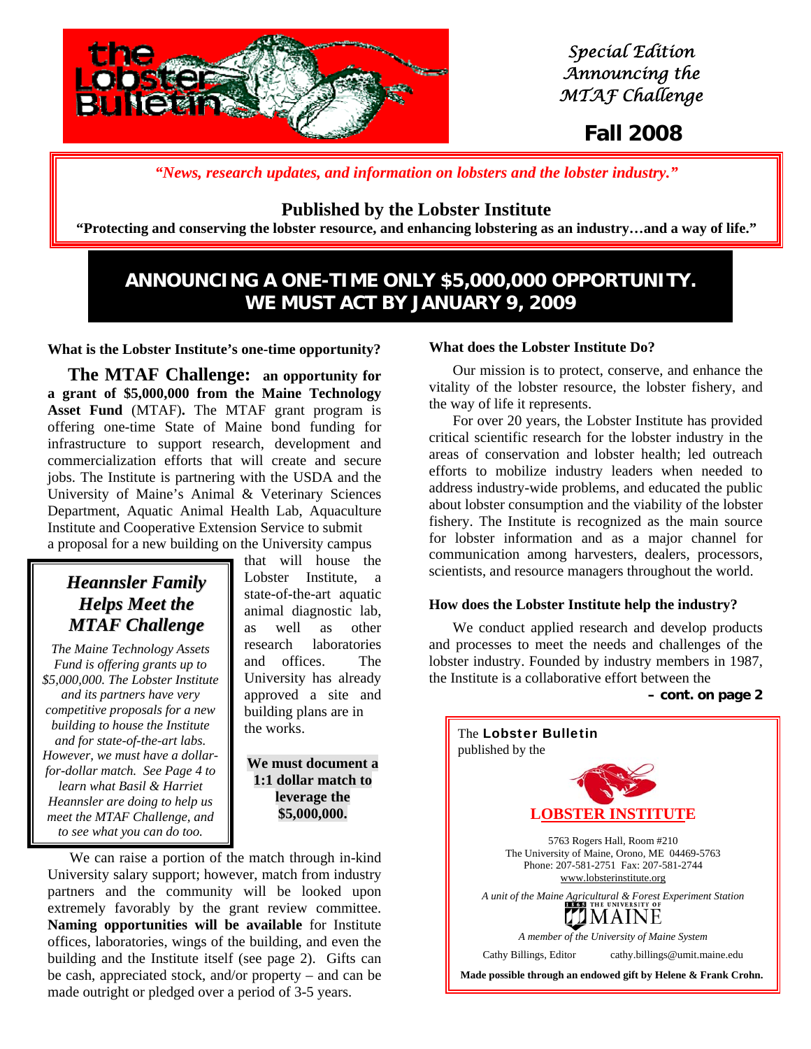# the Lobster Bulletin

*Special Edition Announcing the MTAF Challenge*

**Fall 2008**

*"News, research updates, and information on lobsters and the lobster industry."*

## Published by the Lobster Institute

**"Protecting and conserving the lobster resource, and enhancing lobstering as an industry…and a way of life."**

## ANNOUNCING A ONE-TIME ONLY $5,000,000 OPPORTUNITY. WE MUST ACT BY JANUARY 9, 2009

### What is the Lobster Institute's one-time opportunity?

**The MTAF Challenge: an opportunity for a grant of $5,000,000 from the Maine Technology Asset Fund** (MTAF)**.** The MTAF grant program is offering one-time State of Maine bond funding for infrastructure to support research, development and commercialization efforts that will create and secure jobs. The Institute is partnering with the USDA and the University of Maine's Animal & Veterinary Sciences Department, Aquatic Animal Health Lab, Aquaculture Institute and Cooperative Extension Service to submit a proposal for a new building on the University campus that will house the Lobster Institute, a state-of-the-art aquatic animal diagnostic lab, as well as other research laboratories and offices. The University has already approved a site and building plans are in the works.

> ***Heannsler Family Helps Meet the MTAF Challenge***
>
> *The Maine Technology Assets Fund is offering grants up to $5,000,000. The Lobster Institute and its partners have very competitive proposals for a new building to house the Institute and for state-of-the-art labs. However, we must have a dollar-for-dollar match. See Page 4 to learn what Basil & Harriet Heannsler are doing to help us meet the MTAF Challenge, and to see what you can do too.*

**We must document a 1:1 dollar match to leverage the $5,000,000.**

We can raise a portion of the match through in-kind University salary support; however, match from industry partners and the community will be looked upon extremely favorably by the grant review committee. **Naming opportunities will be available** for Institute offices, laboratories, wings of the building, and even the building and the Institute itself (see page 2). Gifts can be cash, appreciated stock, and/or property – and can be made outright or pledged over a period of 3-5 years.

### What does the Lobster Institute Do?

Our mission is to protect, conserve, and enhance the vitality of the lobster resource, the lobster fishery, and the way of life it represents.

For over 20 years, the Lobster Institute has provided critical scientific research for the lobster industry in the areas of conservation and lobster health; led outreach efforts to mobilize industry leaders when needed to address industry-wide problems, and educated the public about lobster consumption and the viability of the lobster fishery. The Institute is recognized as the main source for lobster information and as a major channel for communication among harvesters, dealers, processors, scientists, and resource managers throughout the world.

### How does the Lobster Institute help the industry?

We conduct applied research and develop products and processes to meet the needs and challenges of the lobster industry. Founded by industry members in 1987, the Institute is a collaborative effort between the

**– cont. on page 2**

> The **Lobster Bulletin** published by the
>
> **LOBSTER INSTITUTE**
>
> 5763 Rogers Hall, Room #210
> The University of Maine, Orono, ME 04469-5763
> Phone: 207-581-2751 Fax: 207-581-2744
> www.lobsterinstitute.org
>
> *A unit of the Maine Agricultural & Forest Experiment Station*
>
> THE UNIVERSITY OF MAINE
>
> *A member of the University of Maine System*
>
> Cathy Billings, Editor cathy.billings@umit.maine.edu
>
> **Made possible through an endowed gift by Helene & Frank Crohn.**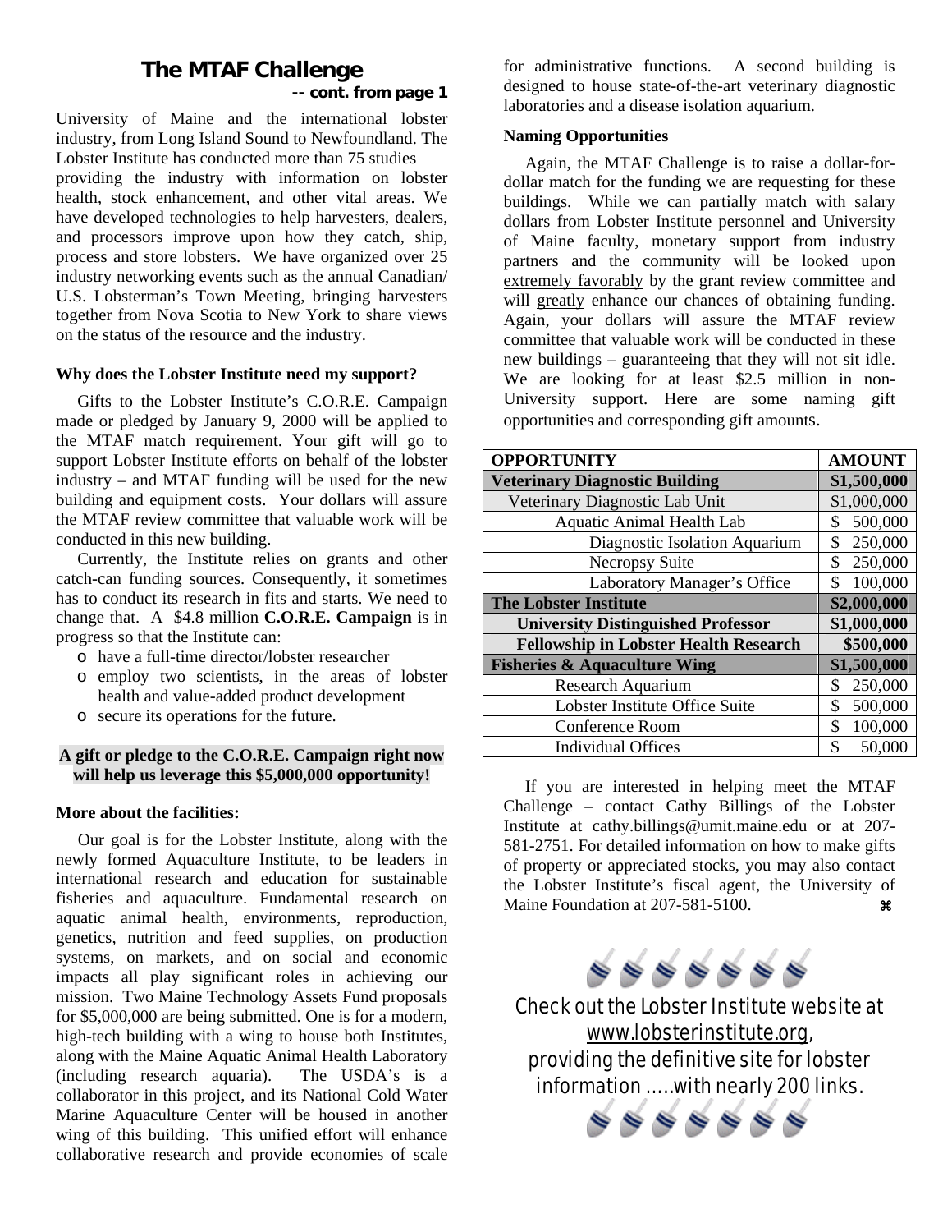## The MTAF Challenge

**-- cont. from page 1**

University of Maine and the international lobster industry, from Long Island Sound to Newfoundland. The Lobster Institute has conducted more than 75 studies providing the industry with information on lobster health, stock enhancement, and other vital areas. We have developed technologies to help harvesters, dealers, and processors improve upon how they catch, ship, process and store lobsters. We have organized over 25 industry networking events such as the annual Canadian/ U.S. Lobsterman's Town Meeting, bringing harvesters together from Nova Scotia to New York to share views on the status of the resource and the industry.

**Why does the Lobster Institute need my support?**

Gifts to the Lobster Institute's C.O.R.E. Campaign made or pledged by January 9, 2000 will be applied to the MTAF match requirement. Your gift will go to support Lobster Institute efforts on behalf of the lobster industry – and MTAF funding will be used for the new building and equipment costs. Your dollars will assure the MTAF review committee that valuable work will be conducted in this new building.

Currently, the Institute relies on grants and other catch-can funding sources. Consequently, it sometimes has to conduct its research in fits and starts. We need to change that. A $4.8 million **C.O.R.E. Campaign** is in progress so that the Institute can:

- have a full-time director/lobster researcher
- employ two scientists, in the areas of lobster health and value-added product development
- secure its operations for the future.

**A gift or pledge to the C.O.R.E. Campaign right now will help us leverage this $5,000,000 opportunity!**

**More about the facilities:**

Our goal is for the Lobster Institute, along with the newly formed Aquaculture Institute, to be leaders in international research and education for sustainable fisheries and aquaculture. Fundamental research on aquatic animal health, environments, reproduction, genetics, nutrition and feed supplies, on production systems, on markets, and on social and economic impacts all play significant roles in achieving our mission. Two Maine Technology Assets Fund proposals for $5,000,000 are being submitted. One is for a modern, high-tech building with a wing to house both Institutes, along with the Maine Aquatic Animal Health Laboratory (including research aquaria). The USDA's is a collaborator in this project, and its National Cold Water Marine Aquaculture Center will be housed in another wing of this building. This unified effort will enhance collaborative research and provide economies of scale for administrative functions. A second building is designed to house state-of-the-art veterinary diagnostic laboratories and a disease isolation aquarium.

**Naming Opportunities**

Again, the MTAF Challenge is to raise a dollar-for-dollar match for the funding we are requesting for these buildings. While we can partially match with salary dollars from Lobster Institute personnel and University of Maine faculty, monetary support from industry partners and the community will be looked upon extremely favorably by the grant review committee and will greatly enhance our chances of obtaining funding. Again, your dollars will assure the MTAF review committee that valuable work will be conducted in these new buildings – guaranteeing that they will not sit idle. We are looking for at least $2.5 million in non-University support. Here are some naming gift opportunities and corresponding gift amounts.

| OPPORTUNITY | AMOUNT |
|---|---|
| **Veterinary Diagnostic Building** | **$1,500,000** |
| Veterinary Diagnostic Lab Unit | $1,000,000 |
| Aquatic Animal Health Lab | $ 500,000 |
| Diagnostic Isolation Aquarium | $ 250,000 |
| Necropsy Suite | $ 250,000 |
| Laboratory Manager's Office | $ 100,000 |
| **The Lobster Institute** | **$2,000,000** |
| **University Distinguished Professor** | **$1,000,000** |
| **Fellowship in Lobster Health Research** | **$500,000** |
| **Fisheries & Aquaculture Wing** | **$1,500,000** |
| Research Aquarium | $ 250,000 |
| Lobster Institute Office Suite | $ 500,000 |
| Conference Room | $ 100,000 |
| Individual Offices | $ 50,000 |

If you are interested in helping meet the MTAF Challenge – contact Cathy Billings of the Lobster Institute at cathy.billings@umit.maine.edu or at 207-581-2751. For detailed information on how to make gifts of property or appreciated stocks, you may also contact the Lobster Institute's fiscal agent, the University of Maine Foundation at 207-581-5100. ⌘

Check out the Lobster Institute website at www.lobsterinstitute.org, providing the definitive site for lobster information .....with nearly 200 links.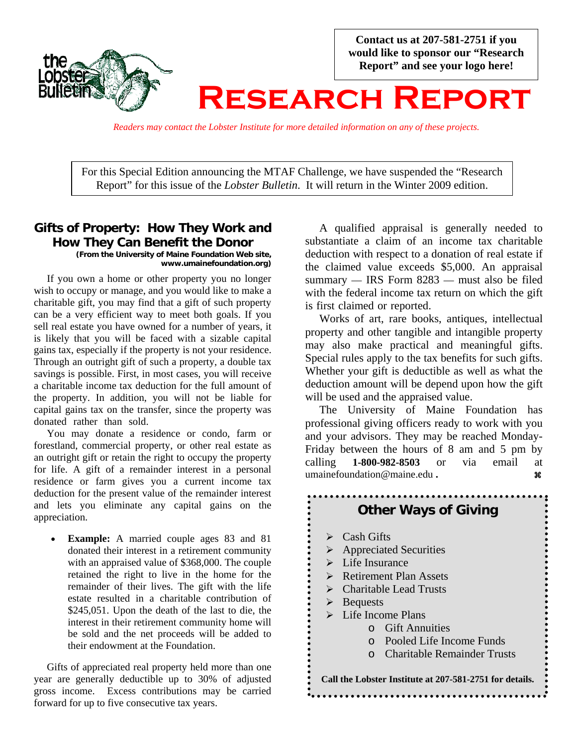**Contact us at 207-581-2751 if you would like to sponsor our "Research Report" and see your logo here!**

# Research Report

*Readers may contact the Lobster Institute for more detailed information on any of these projects.*

For this Special Edition announcing the MTAF Challenge, we have suspended the "Research Report" for this issue of the *Lobster Bulletin*. It will return in the Winter 2009 edition.

## Gifts of Property: How They Work and How They Can Benefit the Donor

**(From the University of Maine Foundation Web site, www.umainefoundation.org)**

If you own a home or other property you no longer wish to occupy or manage, and you would like to make a charitable gift, you may find that a gift of such property can be a very efficient way to meet both goals. If you sell real estate you have owned for a number of years, it is likely that you will be faced with a sizable capital gains tax, especially if the property is not your residence. Through an outright gift of such a property, a double tax savings is possible. First, in most cases, you will receive a charitable income tax deduction for the full amount of the property. In addition, you will not be liable for capital gains tax on the transfer, since the property was donated rather than sold.

You may donate a residence or condo, farm or forestland, commercial property, or other real estate as an outright gift or retain the right to occupy the property for life. A gift of a remainder interest in a personal residence or farm gives you a current income tax deduction for the present value of the remainder interest and lets you eliminate any capital gains on the appreciation.

- **Example:** A married couple ages 83 and 81 donated their interest in a retirement community with an appraised value of $368,000. The couple retained the right to live in the home for the remainder of their lives. The gift with the life estate resulted in a charitable contribution of $245,051. Upon the death of the last to die, the interest in their retirement community home will be sold and the net proceeds will be added to their endowment at the Foundation.

Gifts of appreciated real property held more than one year are generally deductible up to 30% of adjusted gross income. Excess contributions may be carried forward for up to five consecutive tax years.

A qualified appraisal is generally needed to substantiate a claim of an income tax charitable deduction with respect to a donation of real estate if the claimed value exceeds $5,000. An appraisal summary — IRS Form 8283 — must also be filed with the federal income tax return on which the gift is first claimed or reported.

Works of art, rare books, antiques, intellectual property and other tangible and intangible property may also make practical and meaningful gifts. Special rules apply to the tax benefits for such gifts. Whether your gift is deductible as well as what the deduction amount will be depend upon how the gift will be used and the appraised value.

The University of Maine Foundation has professional giving officers ready to work with you and your advisors. They may be reached Monday-Friday between the hours of 8 am and 5 pm by calling **1-800-982-8503** or via email at umainefoundation@maine.edu. ⌘

## Other Ways of Giving

- Cash Gifts
- Appreciated Securities
- Life Insurance
- Retirement Plan Assets
- Charitable Lead Trusts
- Bequests
- Life Income Plans
  - Gift Annuities
  - Pooled Life Income Funds
  - Charitable Remainder Trusts

**Call the Lobster Institute at 207-581-2751 for details.**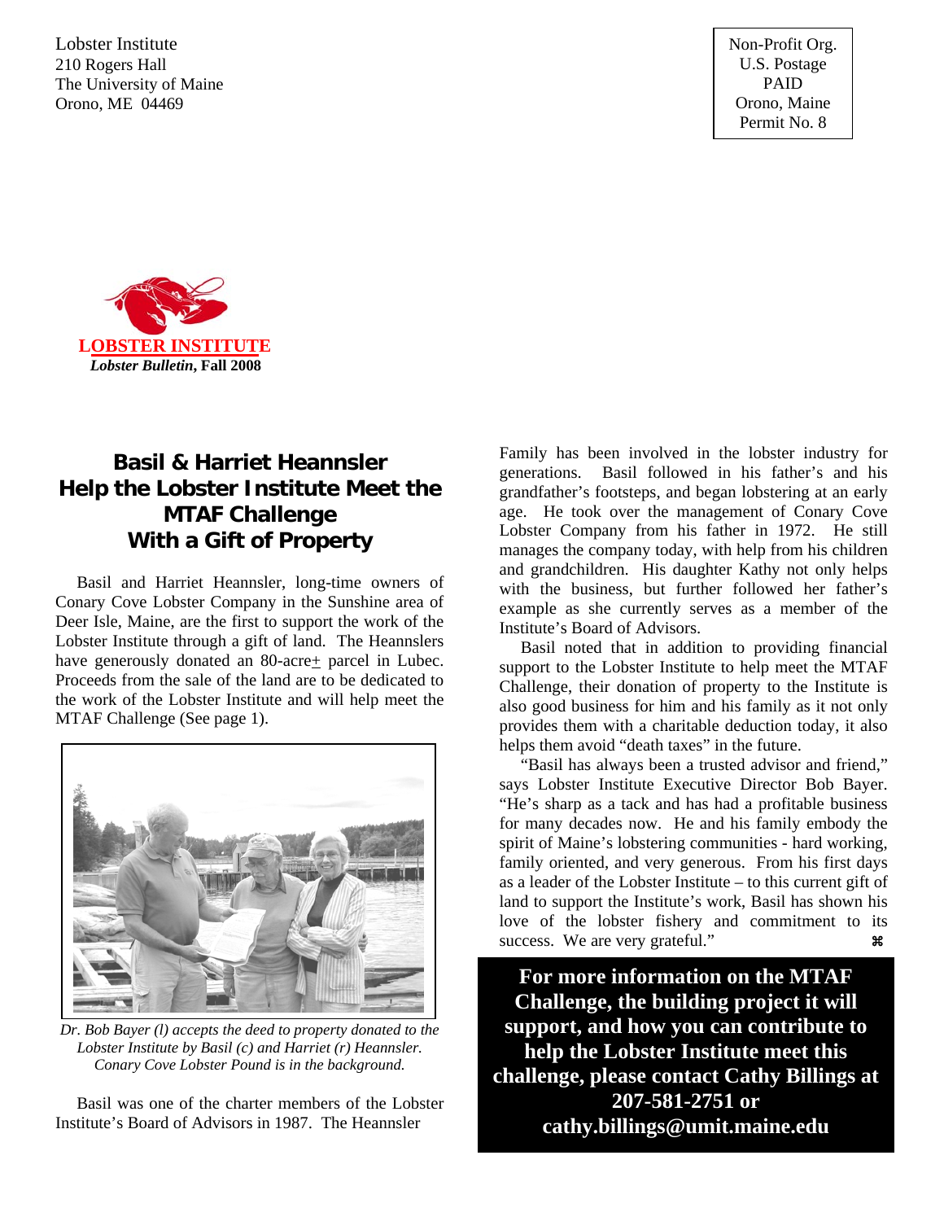Lobster Institute
210 Rogers Hall
The University of Maine
Orono, ME 04469

Non-Profit Org.
U.S. Postage
PAID
Orono, Maine
Permit No. 8

**LOBSTER INSTITUTE**
***Lobster Bulletin*, Fall 2008**

## Basil & Harriet Heannsler Help the Lobster Institute Meet the MTAF Challenge With a Gift of Property

Basil and Harriet Heannsler, long-time owners of Conary Cove Lobster Company in the Sunshine area of Deer Isle, Maine, are the first to support the work of the Lobster Institute through a gift of land. The Heannslers have generously donated an 80-acre± parcel in Lubec. Proceeds from the sale of the land are to be dedicated to the work of the Lobster Institute and will help meet the MTAF Challenge (See page 1).

*Dr. Bob Bayer (l) accepts the deed to property donated to the Lobster Institute by Basil (c) and Harriet (r) Heannsler. Conary Cove Lobster Pound is in the background.*

Basil was one of the charter members of the Lobster Institute's Board of Advisors in 1987. The Heannsler Family has been involved in the lobster industry for generations. Basil followed in his father's and his grandfather's footsteps, and began lobstering at an early age. He took over the management of Conary Cove Lobster Company from his father in 1972. He still manages the company today, with help from his children and grandchildren. His daughter Kathy not only helps with the business, but further followed her father's example as she currently serves as a member of the Institute's Board of Advisors.

Basil noted that in addition to providing financial support to the Lobster Institute to help meet the MTAF Challenge, their donation of property to the Institute is also good business for him and his family as it not only provides them with a charitable deduction today, it also helps them avoid "death taxes" in the future.

"Basil has always been a trusted advisor and friend," says Lobster Institute Executive Director Bob Bayer. "He's sharp as a tack and has had a profitable business for many decades now. He and his family embody the spirit of Maine's lobstering communities - hard working, family oriented, and very generous. From his first days as a leader of the Lobster Institute – to this current gift of land to support the Institute's work, Basil has shown his love of the lobster fishery and commitment to its success. We are very grateful." ⌘

**For more information on the MTAF Challenge, the building project it will support, and how you can contribute to help the Lobster Institute meet this challenge, please contact Cathy Billings at 207-581-2751 or cathy.billings@umit.maine.edu**